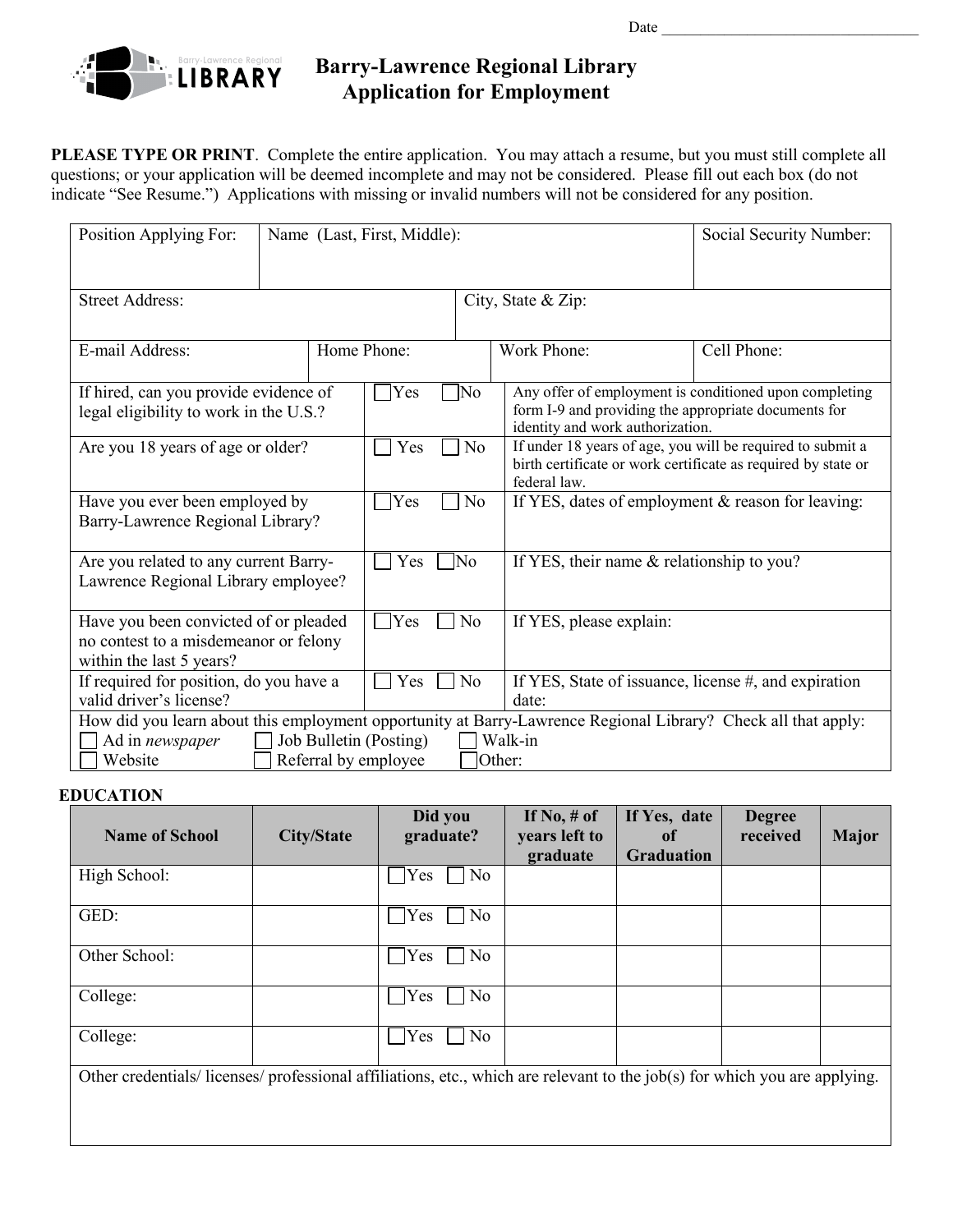Date ___________________________________

# Barry-Lawrence Regional Library
## Application for Employment

**PLEASE TYPE OR PRINT**. Complete the entire application. You may attach a resume, but you must still complete all questions; or your application will be deemed incomplete and may not be considered. Please fill out each box (do not indicate "See Resume.") Applications with missing or invalid numbers will not be considered for any position.

| Position Applying For: | Name (Last, First, Middle): | Social Security Number: |
|---|---|---|
| | | |

| Street Address: | City, State & Zip: |
|---|---|
| | |

| E-mail Address: | Home Phone: | Work Phone: | Cell Phone: |
|---|---|---|---|
| | | | |

| Question | Answer | Details |
|---|---|---|
| If hired, can you provide evidence of legal eligibility to work in the U.S.? | ☐ Yes ☐ No | Any offer of employment is conditioned upon completing form I-9 and providing the appropriate documents for identity and work authorization. |
| Are you 18 years of age or older? | ☐ Yes ☐ No | If under 18 years of age, you will be required to submit a birth certificate or work certificate as required by state or federal law. |
| Have you ever been employed by Barry-Lawrence Regional Library? | ☐ Yes ☐ No | If YES, dates of employment & reason for leaving: |
| Are you related to any current Barry-Lawrence Regional Library employee? | ☐ Yes ☐ No | If YES, their name & relationship to you? |
| Have you been convicted of or pleaded no contest to a misdemeanor or felony within the last 5 years? | ☐ Yes ☐ No | If YES, please explain: |
| If required for position, do you have a valid driver's license? | ☐ Yes ☐ No | If YES, State of issuance, license #, and expiration date: |

How did you learn about this employment opportunity at Barry-Lawrence Regional Library? Check all that apply:

☐ Ad in *newspaper* ☐ Job Bulletin (Posting) ☐ Walk-in
☐ Website ☐ Referral by employee ☐ Other:

### EDUCATION

| Name of School | City/State | Did you graduate? | If No, # of years left to graduate | If Yes, date of Graduation | Degree received | Major |
|---|---|---|---|---|---|---|
| High School: | | ☐ Yes ☐ No | | | | |
| GED: | | ☐ Yes ☐ No | | | | |
| Other School: | | ☐ Yes ☐ No | | | | |
| College: | | ☐ Yes ☐ No | | | | |
| College: | | ☐ Yes ☐ No | | | | |

Other credentials/ licenses/ professional affiliations, etc., which are relevant to the job(s) for which you are applying.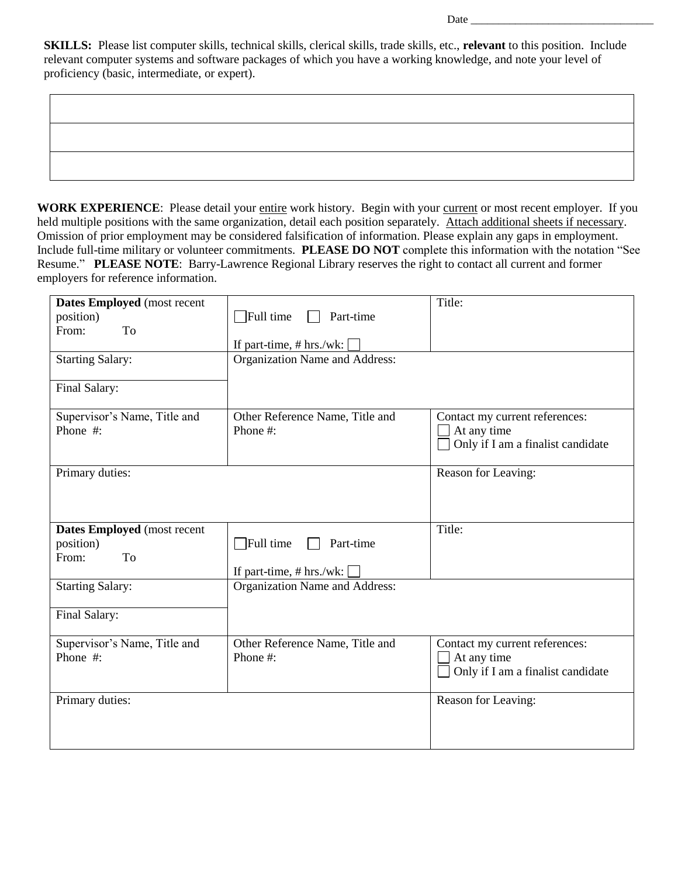Date ___________________________________

**SKILLS:** Please list computer skills, technical skills, clerical skills, trade skills, etc., **relevant** to this position. Include relevant computer systems and software packages of which you have a working knowledge, and note your level of proficiency (basic, intermediate, or expert).

| |
|---|
| |
| |
| |

**WORK EXPERIENCE**: Please detail your entire work history. Begin with your current or most recent employer. If you held multiple positions with the same organization, detail each position separately. Attach additional sheets if necessary. Omission of prior employment may be considered falsification of information. Please explain any gaps in employment. Include full-time military or volunteer commitments. **PLEASE DO NOT** complete this information with the notation "See Resume." **PLEASE NOTE**: Barry-Lawrence Regional Library reserves the right to contact all current and former employers for reference information.

| | | |
|---|---|---|
| **Dates Employed** (most recent position)<br>From: To | ☐ Full time ☐ Part-time<br><br>If part-time, # hrs./wk: ☐ | Title: |
| Starting Salary:<br><br>Final Salary: | Organization Name and Address: | |
| Supervisor's Name, Title and Phone #: | Other Reference Name, Title and Phone #: | Contact my current references:<br>☐ At any time<br>☐ Only if I am a finalist candidate |
| Primary duties: | | Reason for Leaving: |
| **Dates Employed** (most recent position)<br>From: To | ☐ Full time ☐ Part-time<br><br>If part-time, # hrs./wk: ☐ | Title: |
| Starting Salary:<br><br>Final Salary: | Organization Name and Address: | |
| Supervisor's Name, Title and Phone #: | Other Reference Name, Title and Phone #: | Contact my current references:<br>☐ At any time<br>☐ Only if I am a finalist candidate |
| Primary duties: | | Reason for Leaving: |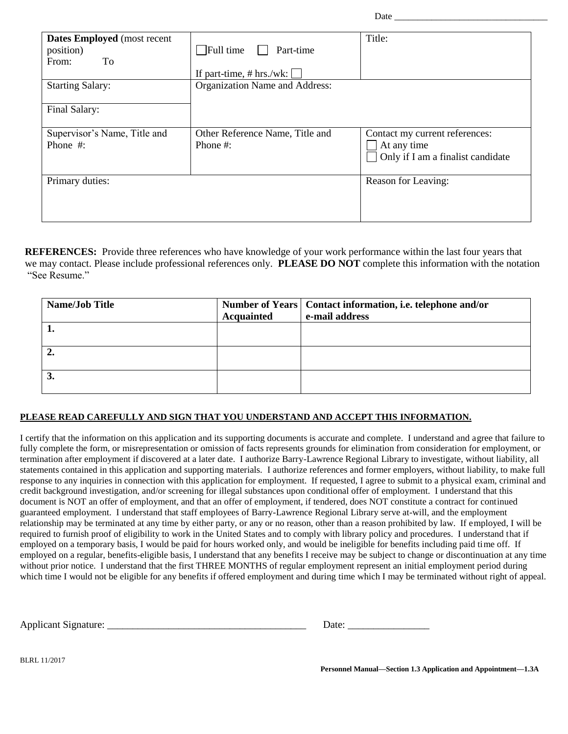Date ________________________________

| Dates Employed (most recent position)<br>From: To | ☐ Full time ☐ Part-time<br><br>If part-time, # hrs./wk: ☐ | Title: |
|---|---|---|
| Starting Salary:<br><br>Final Salary: | Organization Name and Address: | |
| Supervisor's Name, Title and Phone #: | Other Reference Name, Title and Phone #: | Contact my current references:<br>☐ At any time<br>☐ Only if I am a finalist candidate |
| Primary duties: | | Reason for Leaving: |

**REFERENCES:** Provide three references who have knowledge of your work performance within the last four years that we may contact. Please include professional references only. **PLEASE DO NOT** complete this information with the notation "See Resume."

| Name/Job Title | Number of Years Acquainted | Contact information, i.e. telephone and/or e-mail address |
|---|---|---|
| **1.** | | |
| **2.** | | |
| **3.** | | |

**PLEASE READ CAREFULLY AND SIGN THAT YOU UNDERSTAND AND ACCEPT THIS INFORMATION.**

I certify that the information on this application and its supporting documents is accurate and complete. I understand and agree that failure to fully complete the form, or misrepresentation or omission of facts represents grounds for elimination from consideration for employment, or termination after employment if discovered at a later date. I authorize Barry-Lawrence Regional Library to investigate, without liability, all statements contained in this application and supporting materials. I authorize references and former employers, without liability, to make full response to any inquiries in connection with this application for employment. If requested, I agree to submit to a physical exam, criminal and credit background investigation, and/or screening for illegal substances upon conditional offer of employment. I understand that this document is NOT an offer of employment, and that an offer of employment, if tendered, does NOT constitute a contract for continued guaranteed employment. I understand that staff employees of Barry-Lawrence Regional Library serve at-will, and the employment relationship may be terminated at any time by either party, or any or no reason, other than a reason prohibited by law. If employed, I will be required to furnish proof of eligibility to work in the United States and to comply with library policy and procedures. I understand that if employed on a temporary basis, I would be paid for hours worked only, and would be ineligible for benefits including paid time off. If employed on a regular, benefits-eligible basis, I understand that any benefits I receive may be subject to change or discontinuation at any time without prior notice. I understand that the first THREE MONTHS of regular employment represent an initial employment period during which time I would not be eligible for any benefits if offered employment and during time which I may be terminated without right of appeal.

Applicant Signature: ________________________________________ Date: ________________

BLRL 11/2017

**Personnel Manual—Section 1.3 Application and Appointment—1.3A**